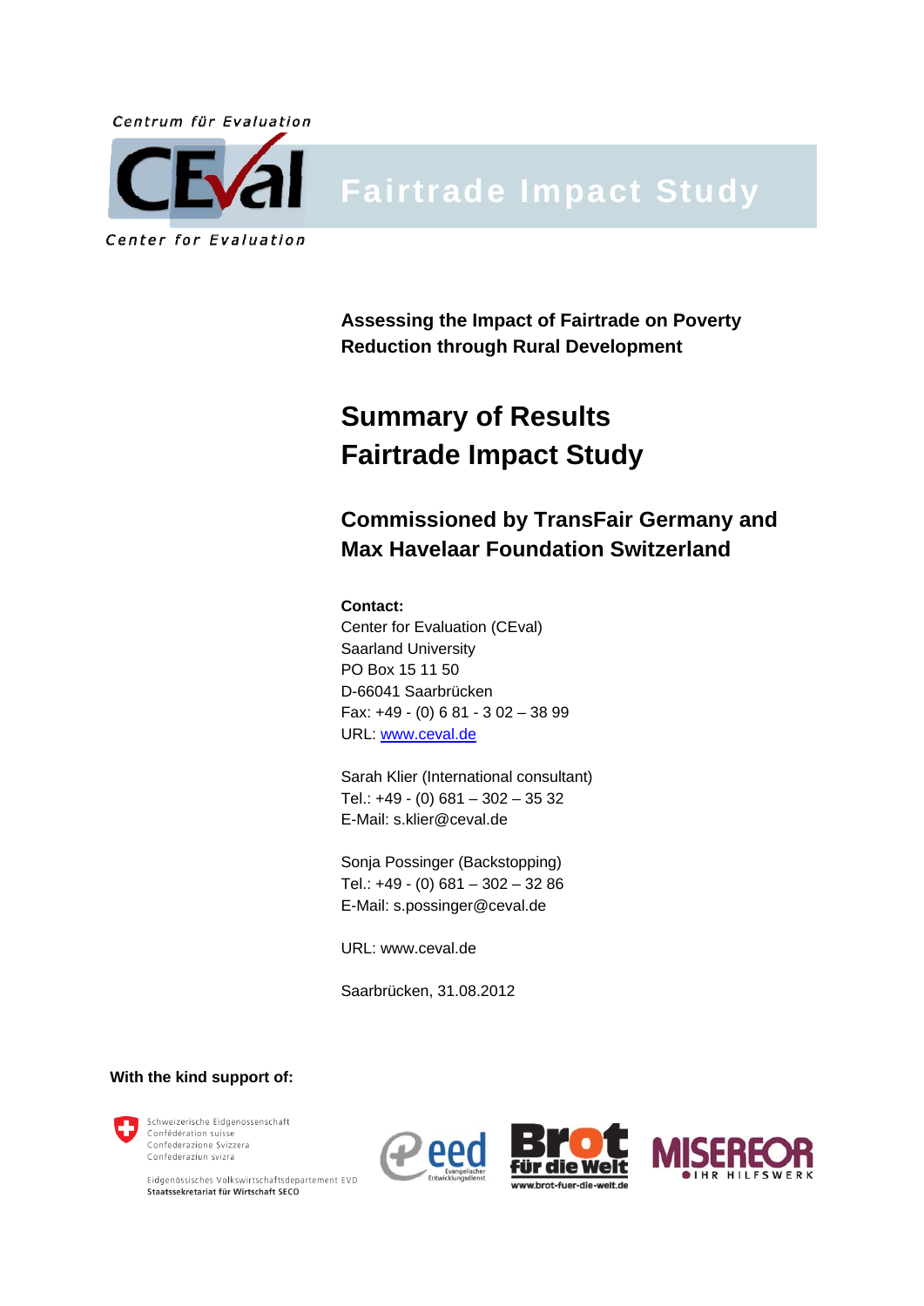Centrum für Evaluation

CEval

Center for Evaluation

# Fairtrade Impact Study

**Assessing the Impact of Fairtrade on Poverty Reduction through Rural Development**

## Summary of Results
## Fairtrade Impact Study

### Commissioned by TransFair Germany and Max Havelaar Foundation Switzerland

**Contact:**
Center for Evaluation (CEval)
Saarland University
PO Box 15 11 50
D-66041 Saarbrücken
Fax: +49 - (0) 6 81 - 3 02 – 38 99
URL: www.ceval.de

Sarah Klier (International consultant)
Tel.: +49 - (0) 681 – 302 – 35 32
E-Mail: s.klier@ceval.de

Sonja Possinger (Backstopping)
Tel.: +49 - (0) 681 – 302 – 32 86
E-Mail: s.possinger@ceval.de

URL: www.ceval.de

Saarbrücken, 31.08.2012

**With the kind support of:**

Schweizerische Eidgenossenschaft
Confédération suisse
Confederazione Svizzera
Confederaziun svizra

Eidgenössisches Volkswirtschaftsdepartement EVD
Staatssekretariat für Wirtschaft SECO

eed Evangelischer Entwicklungsdienst

Brot für die Welt
www.brot-fuer-die-welt.de

MISEREOR
IHR HILFSWERK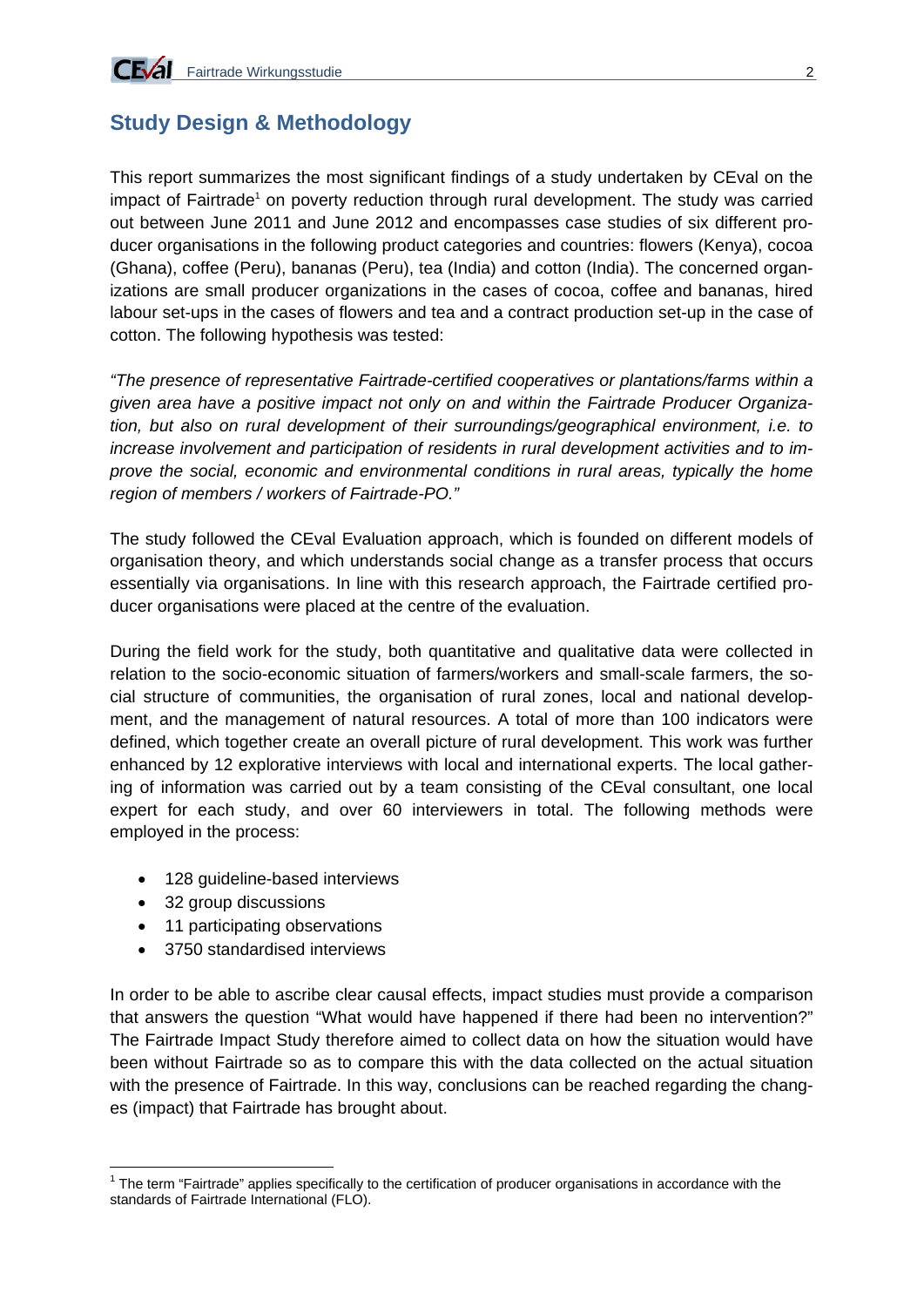## Study Design & Methodology

This report summarizes the most significant findings of a study undertaken by CEval on the impact of Fairtrade[1] on poverty reduction through rural development. The study was carried out between June 2011 and June 2012 and encompasses case studies of six different producer organisations in the following product categories and countries: flowers (Kenya), cocoa (Ghana), coffee (Peru), bananas (Peru), tea (India) and cotton (India). The concerned organizations are small producer organizations in the cases of cocoa, coffee and bananas, hired labour set-ups in the cases of flowers and tea and a contract production set-up in the case of cotton. The following hypothesis was tested:

*"The presence of representative Fairtrade-certified cooperatives or plantations/farms within a given area have a positive impact not only on and within the Fairtrade Producer Organization, but also on rural development of their surroundings/geographical environment, i.e. to increase involvement and participation of residents in rural development activities and to improve the social, economic and environmental conditions in rural areas, typically the home region of members / workers of Fairtrade-PO."*

The study followed the CEval Evaluation approach, which is founded on different models of organisation theory, and which understands social change as a transfer process that occurs essentially via organisations. In line with this research approach, the Fairtrade certified producer organisations were placed at the centre of the evaluation.

During the field work for the study, both quantitative and qualitative data were collected in relation to the socio-economic situation of farmers/workers and small-scale farmers, the social structure of communities, the organisation of rural zones, local and national development, and the management of natural resources. A total of more than 100 indicators were defined, which together create an overall picture of rural development. This work was further enhanced by 12 explorative interviews with local and international experts. The local gathering of information was carried out by a team consisting of the CEval consultant, one local expert for each study, and over 60 interviewers in total. The following methods were employed in the process:

- 128 guideline-based interviews
- 32 group discussions
- 11 participating observations
- 3750 standardised interviews

In order to be able to ascribe clear causal effects, impact studies must provide a comparison that answers the question "What would have happened if there had been no intervention?" The Fairtrade Impact Study therefore aimed to collect data on how the situation would have been without Fairtrade so as to compare this with the data collected on the actual situation with the presence of Fairtrade. In this way, conclusions can be reached regarding the changes (impact) that Fairtrade has brought about.

[1] The term "Fairtrade" applies specifically to the certification of producer organisations in accordance with the standards of Fairtrade International (FLO).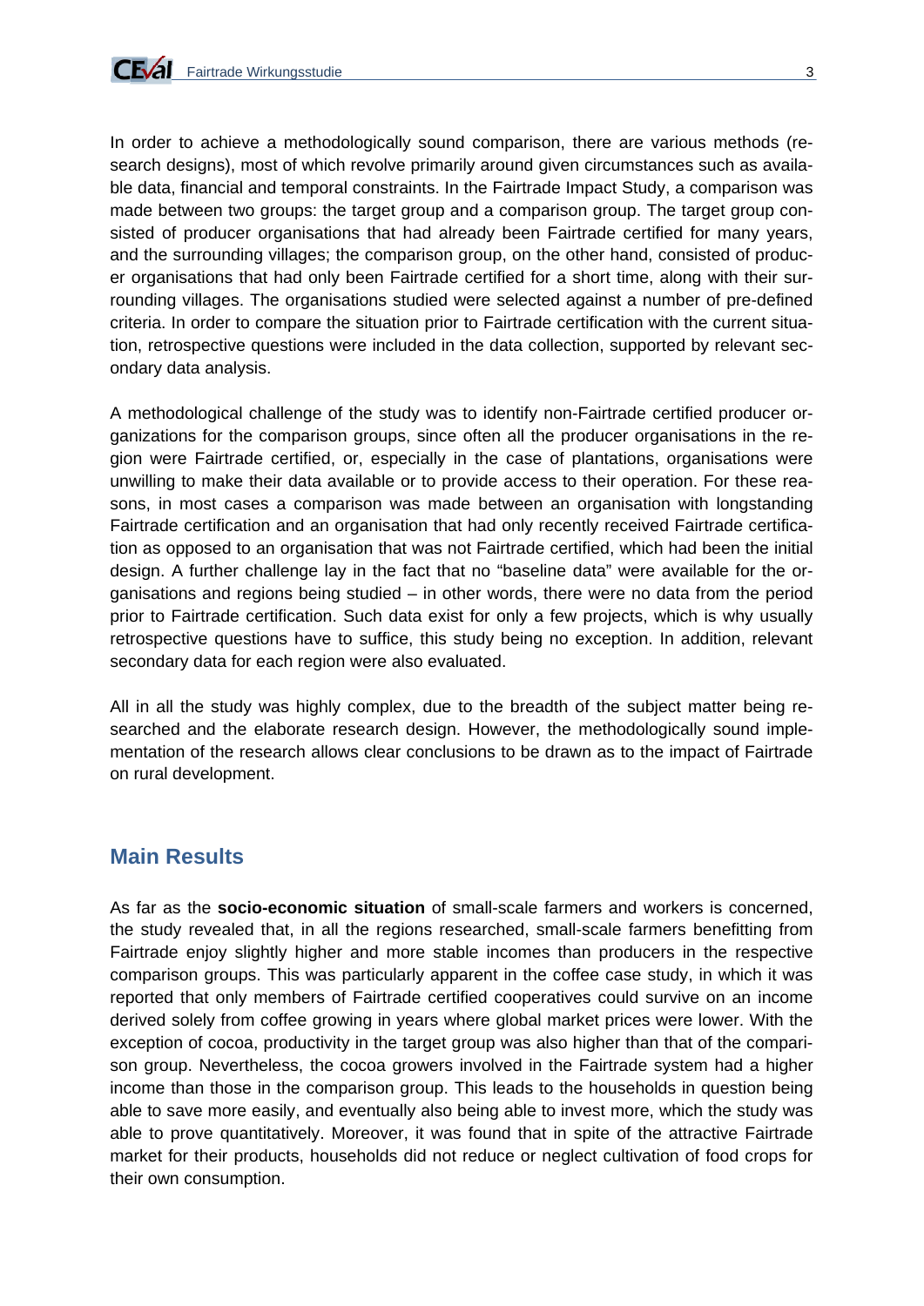In order to achieve a methodologically sound comparison, there are various methods (research designs), most of which revolve primarily around given circumstances such as available data, financial and temporal constraints. In the Fairtrade Impact Study, a comparison was made between two groups: the target group and a comparison group. The target group consisted of producer organisations that had already been Fairtrade certified for many years, and the surrounding villages; the comparison group, on the other hand, consisted of producer organisations that had only been Fairtrade certified for a short time, along with their surrounding villages. The organisations studied were selected against a number of pre-defined criteria. In order to compare the situation prior to Fairtrade certification with the current situation, retrospective questions were included in the data collection, supported by relevant secondary data analysis.

A methodological challenge of the study was to identify non-Fairtrade certified producer organizations for the comparison groups, since often all the producer organisations in the region were Fairtrade certified, or, especially in the case of plantations, organisations were unwilling to make their data available or to provide access to their operation. For these reasons, in most cases a comparison was made between an organisation with longstanding Fairtrade certification and an organisation that had only recently received Fairtrade certification as opposed to an organisation that was not Fairtrade certified, which had been the initial design. A further challenge lay in the fact that no "baseline data" were available for the organisations and regions being studied – in other words, there were no data from the period prior to Fairtrade certification. Such data exist for only a few projects, which is why usually retrospective questions have to suffice, this study being no exception. In addition, relevant secondary data for each region were also evaluated.

All in all the study was highly complex, due to the breadth of the subject matter being researched and the elaborate research design. However, the methodologically sound implementation of the research allows clear conclusions to be drawn as to the impact of Fairtrade on rural development.

## Main Results

As far as the **socio-economic situation** of small-scale farmers and workers is concerned, the study revealed that, in all the regions researched, small-scale farmers benefitting from Fairtrade enjoy slightly higher and more stable incomes than producers in the respective comparison groups. This was particularly apparent in the coffee case study, in which it was reported that only members of Fairtrade certified cooperatives could survive on an income derived solely from coffee growing in years where global market prices were lower. With the exception of cocoa, productivity in the target group was also higher than that of the comparison group. Nevertheless, the cocoa growers involved in the Fairtrade system had a higher income than those in the comparison group. This leads to the households in question being able to save more easily, and eventually also being able to invest more, which the study was able to prove quantitatively. Moreover, it was found that in spite of the attractive Fairtrade market for their products, households did not reduce or neglect cultivation of food crops for their own consumption.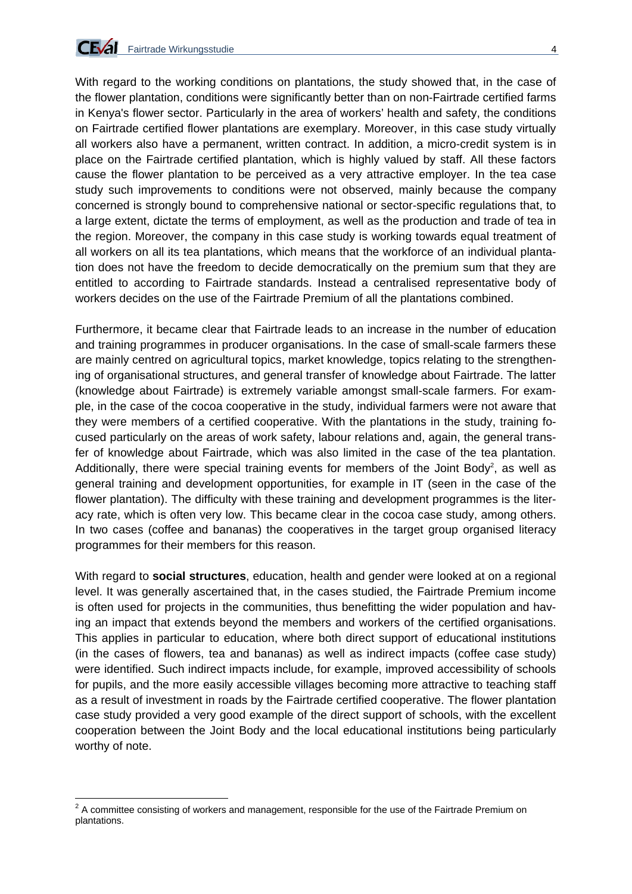With regard to the working conditions on plantations, the study showed that, in the case of the flower plantation, conditions were significantly better than on non-Fairtrade certified farms in Kenya's flower sector. Particularly in the area of workers' health and safety, the conditions on Fairtrade certified flower plantations are exemplary. Moreover, in this case study virtually all workers also have a permanent, written contract. In addition, a micro-credit system is in place on the Fairtrade certified plantation, which is highly valued by staff. All these factors cause the flower plantation to be perceived as a very attractive employer. In the tea case study such improvements to conditions were not observed, mainly because the company concerned is strongly bound to comprehensive national or sector-specific regulations that, to a large extent, dictate the terms of employment, as well as the production and trade of tea in the region. Moreover, the company in this case study is working towards equal treatment of all workers on all its tea plantations, which means that the workforce of an individual plantation does not have the freedom to decide democratically on the premium sum that they are entitled to according to Fairtrade standards. Instead a centralised representative body of workers decides on the use of the Fairtrade Premium of all the plantations combined.

Furthermore, it became clear that Fairtrade leads to an increase in the number of education and training programmes in producer organisations. In the case of small-scale farmers these are mainly centred on agricultural topics, market knowledge, topics relating to the strengthening of organisational structures, and general transfer of knowledge about Fairtrade. The latter (knowledge about Fairtrade) is extremely variable amongst small-scale farmers. For example, in the case of the cocoa cooperative in the study, individual farmers were not aware that they were members of a certified cooperative. With the plantations in the study, training focused particularly on the areas of work safety, labour relations and, again, the general transfer of knowledge about Fairtrade, which was also limited in the case of the tea plantation. Additionally, there were special training events for members of the Joint Body[2], as well as general training and development opportunities, for example in IT (seen in the case of the flower plantation). The difficulty with these training and development programmes is the literacy rate, which is often very low. This became clear in the cocoa case study, among others. In two cases (coffee and bananas) the cooperatives in the target group organised literacy programmes for their members for this reason.

With regard to **social structures**, education, health and gender were looked at on a regional level. It was generally ascertained that, in the cases studied, the Fairtrade Premium income is often used for projects in the communities, thus benefitting the wider population and having an impact that extends beyond the members and workers of the certified organisations. This applies in particular to education, where both direct support of educational institutions (in the cases of flowers, tea and bananas) as well as indirect impacts (coffee case study) were identified. Such indirect impacts include, for example, improved accessibility of schools for pupils, and the more easily accessible villages becoming more attractive to teaching staff as a result of investment in roads by the Fairtrade certified cooperative. The flower plantation case study provided a very good example of the direct support of schools, with the excellent cooperation between the Joint Body and the local educational institutions being particularly worthy of note.

---

[2] A committee consisting of workers and management, responsible for the use of the Fairtrade Premium on plantations.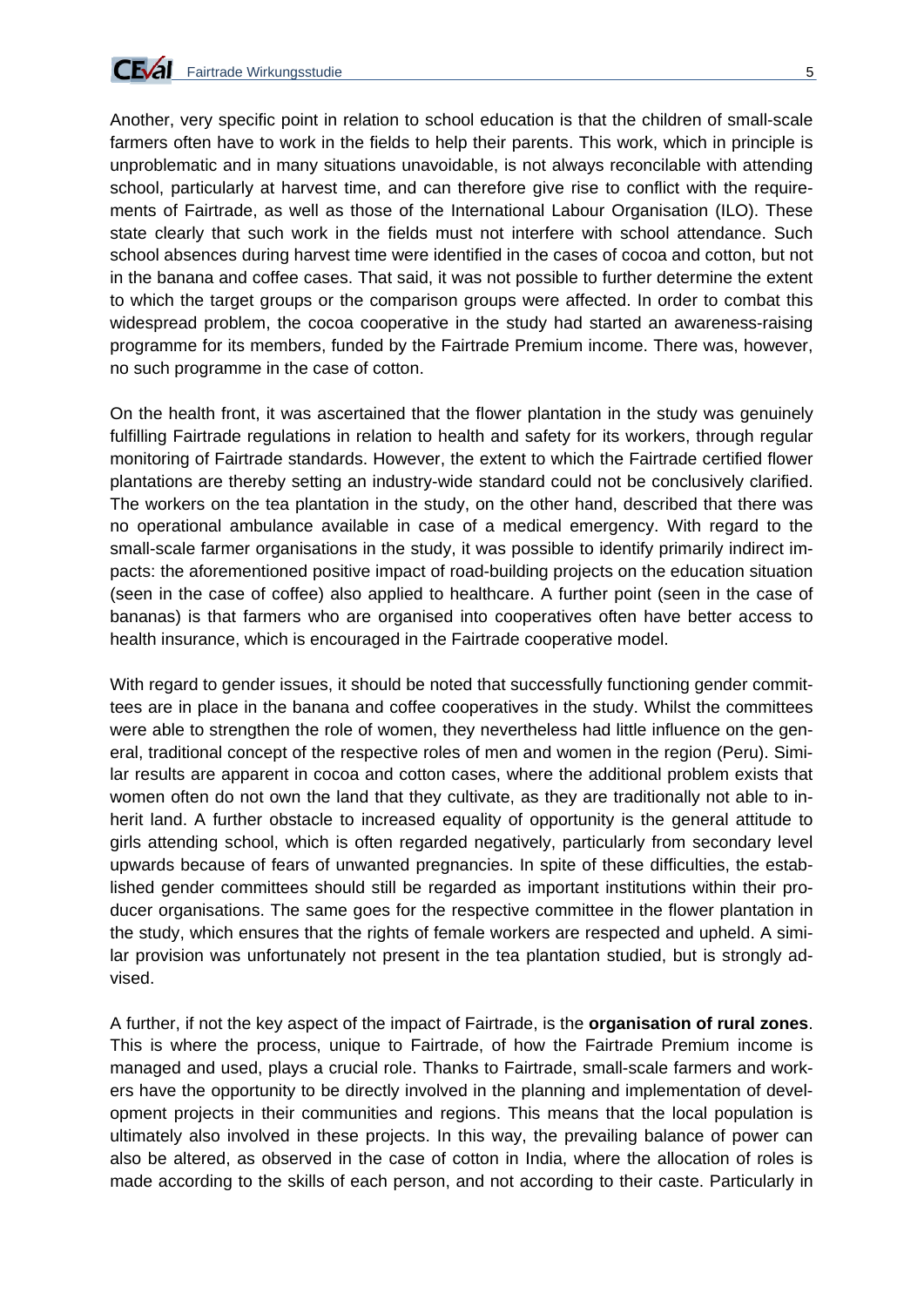Another, very specific point in relation to school education is that the children of small-scale farmers often have to work in the fields to help their parents. This work, which in principle is unproblematic and in many situations unavoidable, is not always reconcilable with attending school, particularly at harvest time, and can therefore give rise to conflict with the requirements of Fairtrade, as well as those of the International Labour Organisation (ILO). These state clearly that such work in the fields must not interfere with school attendance. Such school absences during harvest time were identified in the cases of cocoa and cotton, but not in the banana and coffee cases. That said, it was not possible to further determine the extent to which the target groups or the comparison groups were affected. In order to combat this widespread problem, the cocoa cooperative in the study had started an awareness-raising programme for its members, funded by the Fairtrade Premium income. There was, however, no such programme in the case of cotton.

On the health front, it was ascertained that the flower plantation in the study was genuinely fulfilling Fairtrade regulations in relation to health and safety for its workers, through regular monitoring of Fairtrade standards. However, the extent to which the Fairtrade certified flower plantations are thereby setting an industry-wide standard could not be conclusively clarified. The workers on the tea plantation in the study, on the other hand, described that there was no operational ambulance available in case of a medical emergency. With regard to the small-scale farmer organisations in the study, it was possible to identify primarily indirect impacts: the aforementioned positive impact of road-building projects on the education situation (seen in the case of coffee) also applied to healthcare. A further point (seen in the case of bananas) is that farmers who are organised into cooperatives often have better access to health insurance, which is encouraged in the Fairtrade cooperative model.

With regard to gender issues, it should be noted that successfully functioning gender committees are in place in the banana and coffee cooperatives in the study. Whilst the committees were able to strengthen the role of women, they nevertheless had little influence on the general, traditional concept of the respective roles of men and women in the region (Peru). Similar results are apparent in cocoa and cotton cases, where the additional problem exists that women often do not own the land that they cultivate, as they are traditionally not able to inherit land. A further obstacle to increased equality of opportunity is the general attitude to girls attending school, which is often regarded negatively, particularly from secondary level upwards because of fears of unwanted pregnancies. In spite of these difficulties, the established gender committees should still be regarded as important institutions within their producer organisations. The same goes for the respective committee in the flower plantation in the study, which ensures that the rights of female workers are respected and upheld. A similar provision was unfortunately not present in the tea plantation studied, but is strongly advised.

A further, if not the key aspect of the impact of Fairtrade, is the **organisation of rural zones**. This is where the process, unique to Fairtrade, of how the Fairtrade Premium income is managed and used, plays a crucial role. Thanks to Fairtrade, small-scale farmers and workers have the opportunity to be directly involved in the planning and implementation of development projects in their communities and regions. This means that the local population is ultimately also involved in these projects. In this way, the prevailing balance of power can also be altered, as observed in the case of cotton in India, where the allocation of roles is made according to the skills of each person, and not according to their caste. Particularly in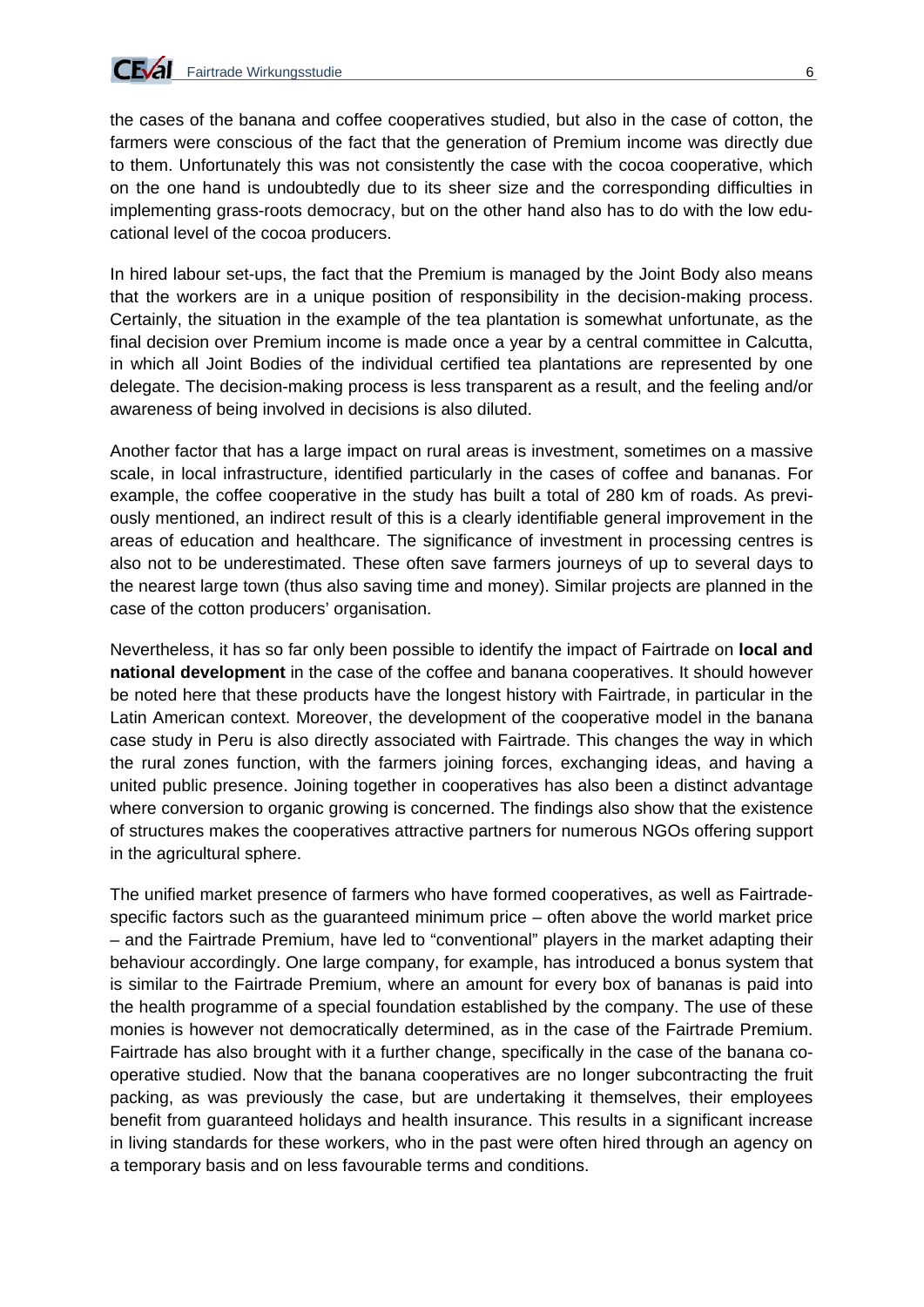the cases of the banana and coffee cooperatives studied, but also in the case of cotton, the farmers were conscious of the fact that the generation of Premium income was directly due to them. Unfortunately this was not consistently the case with the cocoa cooperative, which on the one hand is undoubtedly due to its sheer size and the corresponding difficulties in implementing grass-roots democracy, but on the other hand also has to do with the low educational level of the cocoa producers.

In hired labour set-ups, the fact that the Premium is managed by the Joint Body also means that the workers are in a unique position of responsibility in the decision-making process. Certainly, the situation in the example of the tea plantation is somewhat unfortunate, as the final decision over Premium income is made once a year by a central committee in Calcutta, in which all Joint Bodies of the individual certified tea plantations are represented by one delegate. The decision-making process is less transparent as a result, and the feeling and/or awareness of being involved in decisions is also diluted.

Another factor that has a large impact on rural areas is investment, sometimes on a massive scale, in local infrastructure, identified particularly in the cases of coffee and bananas. For example, the coffee cooperative in the study has built a total of 280 km of roads. As previously mentioned, an indirect result of this is a clearly identifiable general improvement in the areas of education and healthcare. The significance of investment in processing centres is also not to be underestimated. These often save farmers journeys of up to several days to the nearest large town (thus also saving time and money). Similar projects are planned in the case of the cotton producers' organisation.

Nevertheless, it has so far only been possible to identify the impact of Fairtrade on **local and national development** in the case of the coffee and banana cooperatives. It should however be noted here that these products have the longest history with Fairtrade, in particular in the Latin American context. Moreover, the development of the cooperative model in the banana case study in Peru is also directly associated with Fairtrade. This changes the way in which the rural zones function, with the farmers joining forces, exchanging ideas, and having a united public presence. Joining together in cooperatives has also been a distinct advantage where conversion to organic growing is concerned. The findings also show that the existence of structures makes the cooperatives attractive partners for numerous NGOs offering support in the agricultural sphere.

The unified market presence of farmers who have formed cooperatives, as well as Fairtrade-specific factors such as the guaranteed minimum price – often above the world market price – and the Fairtrade Premium, have led to "conventional" players in the market adapting their behaviour accordingly. One large company, for example, has introduced a bonus system that is similar to the Fairtrade Premium, where an amount for every box of bananas is paid into the health programme of a special foundation established by the company. The use of these monies is however not democratically determined, as in the case of the Fairtrade Premium. Fairtrade has also brought with it a further change, specifically in the case of the banana cooperative studied. Now that the banana cooperatives are no longer subcontracting the fruit packing, as was previously the case, but are undertaking it themselves, their employees benefit from guaranteed holidays and health insurance. This results in a significant increase in living standards for these workers, who in the past were often hired through an agency on a temporary basis and on less favourable terms and conditions.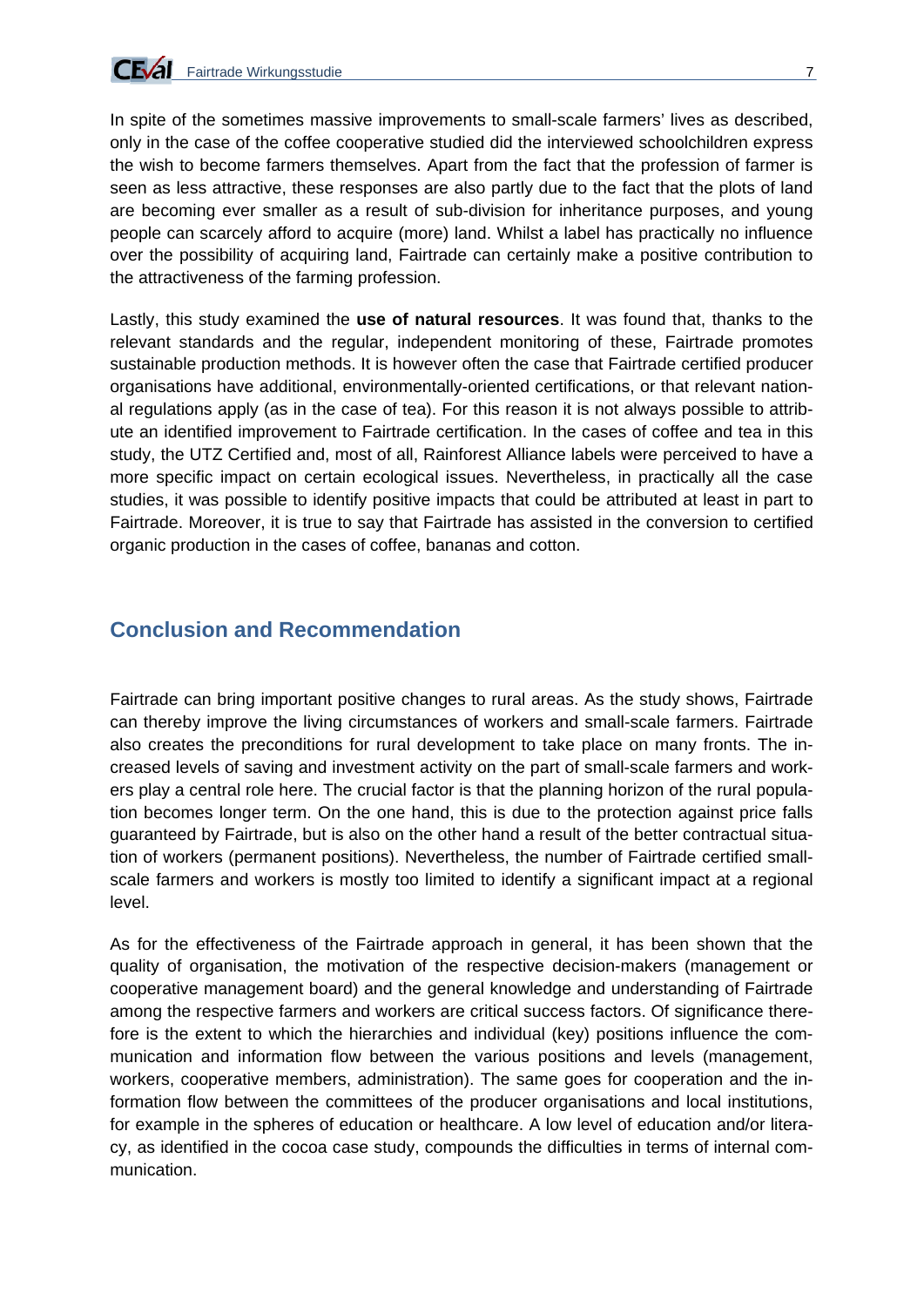In spite of the sometimes massive improvements to small-scale farmers' lives as described, only in the case of the coffee cooperative studied did the interviewed schoolchildren express the wish to become farmers themselves. Apart from the fact that the profession of farmer is seen as less attractive, these responses are also partly due to the fact that the plots of land are becoming ever smaller as a result of sub-division for inheritance purposes, and young people can scarcely afford to acquire (more) land. Whilst a label has practically no influence over the possibility of acquiring land, Fairtrade can certainly make a positive contribution to the attractiveness of the farming profession.

Lastly, this study examined the **use of natural resources**. It was found that, thanks to the relevant standards and the regular, independent monitoring of these, Fairtrade promotes sustainable production methods. It is however often the case that Fairtrade certified producer organisations have additional, environmentally-oriented certifications, or that relevant national regulations apply (as in the case of tea). For this reason it is not always possible to attribute an identified improvement to Fairtrade certification. In the cases of coffee and tea in this study, the UTZ Certified and, most of all, Rainforest Alliance labels were perceived to have a more specific impact on certain ecological issues. Nevertheless, in practically all the case studies, it was possible to identify positive impacts that could be attributed at least in part to Fairtrade. Moreover, it is true to say that Fairtrade has assisted in the conversion to certified organic production in the cases of coffee, bananas and cotton.

## Conclusion and Recommendation

Fairtrade can bring important positive changes to rural areas. As the study shows, Fairtrade can thereby improve the living circumstances of workers and small-scale farmers. Fairtrade also creates the preconditions for rural development to take place on many fronts. The increased levels of saving and investment activity on the part of small-scale farmers and workers play a central role here. The crucial factor is that the planning horizon of the rural population becomes longer term. On the one hand, this is due to the protection against price falls guaranteed by Fairtrade, but is also on the other hand a result of the better contractual situation of workers (permanent positions). Nevertheless, the number of Fairtrade certified small-scale farmers and workers is mostly too limited to identify a significant impact at a regional level.

As for the effectiveness of the Fairtrade approach in general, it has been shown that the quality of organisation, the motivation of the respective decision-makers (management or cooperative management board) and the general knowledge and understanding of Fairtrade among the respective farmers and workers are critical success factors. Of significance therefore is the extent to which the hierarchies and individual (key) positions influence the communication and information flow between the various positions and levels (management, workers, cooperative members, administration). The same goes for cooperation and the information flow between the committees of the producer organisations and local institutions, for example in the spheres of education or healthcare. A low level of education and/or literacy, as identified in the cocoa case study, compounds the difficulties in terms of internal communication.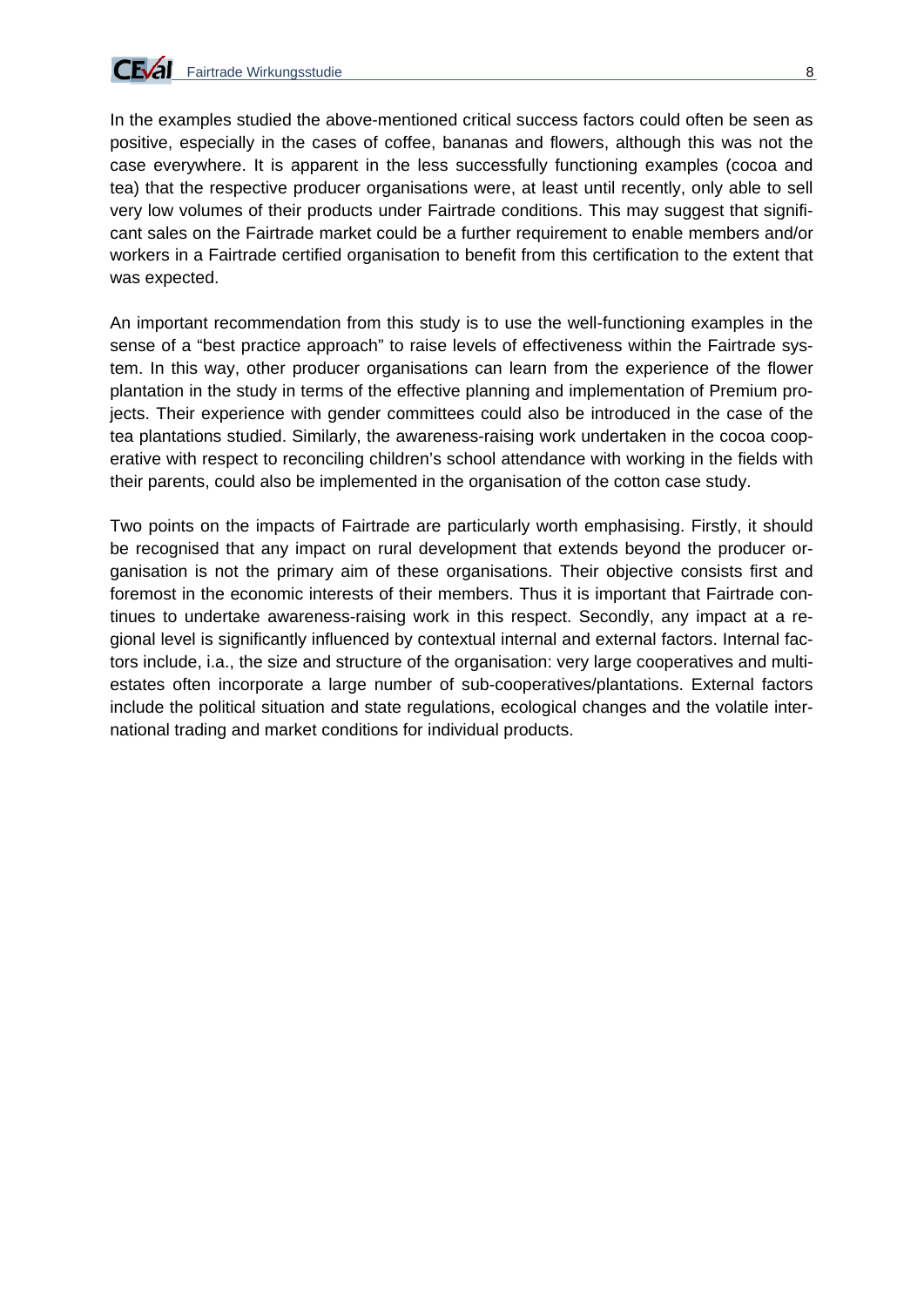In the examples studied the above-mentioned critical success factors could often be seen as positive, especially in the cases of coffee, bananas and flowers, although this was not the case everywhere. It is apparent in the less successfully functioning examples (cocoa and tea) that the respective producer organisations were, at least until recently, only able to sell very low volumes of their products under Fairtrade conditions. This may suggest that significant sales on the Fairtrade market could be a further requirement to enable members and/or workers in a Fairtrade certified organisation to benefit from this certification to the extent that was expected.

An important recommendation from this study is to use the well-functioning examples in the sense of a "best practice approach" to raise levels of effectiveness within the Fairtrade system. In this way, other producer organisations can learn from the experience of the flower plantation in the study in terms of the effective planning and implementation of Premium projects. Their experience with gender committees could also be introduced in the case of the tea plantations studied. Similarly, the awareness-raising work undertaken in the cocoa cooperative with respect to reconciling children's school attendance with working in the fields with their parents, could also be implemented in the organisation of the cotton case study.

Two points on the impacts of Fairtrade are particularly worth emphasising. Firstly, it should be recognised that any impact on rural development that extends beyond the producer organisation is not the primary aim of these organisations. Their objective consists first and foremost in the economic interests of their members. Thus it is important that Fairtrade continues to undertake awareness-raising work in this respect. Secondly, any impact at a regional level is significantly influenced by contextual internal and external factors. Internal factors include, i.a., the size and structure of the organisation: very large cooperatives and multi-estates often incorporate a large number of sub-cooperatives/plantations. External factors include the political situation and state regulations, ecological changes and the volatile international trading and market conditions for individual products.